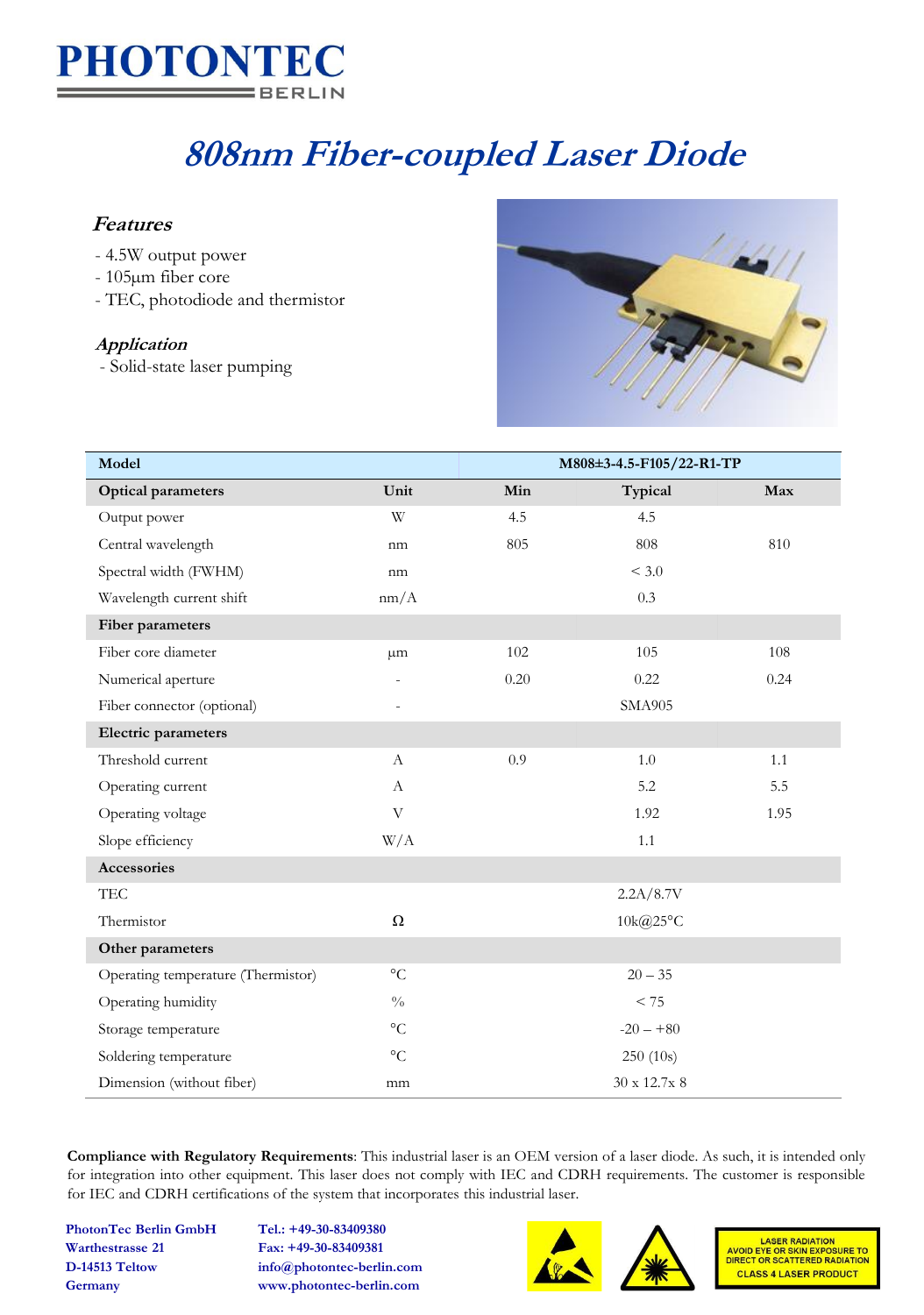# PHOTONTEC

BERLIN

# *808nm Fiber-coupled Laser Diode*

## *Features*

- 4.5W output power
- 105μm fiber core
- TEC, photodiode and thermistor

## *Application*

- Solid-state laser pumping

| Model | | M808±3-4.5-F105/22-R1-TP | | |
|---|---|---|---|---|
| **Optical parameters** | **Unit** | **Min** | **Typical** | **Max** |
| Output power | W | 4.5 | 4.5 | |
| Central wavelength | nm | 805 | 808 | 810 |
| Spectral width (FWHM) | nm | | < 3.0 | |
| Wavelength current shift | nm/A | | 0.3 | |
| **Fiber parameters** | | | | |
| Fiber core diameter | μm | 102 | 105 | 108 |
| Numerical aperture | - | 0.20 | 0.22 | 0.24 |
| Fiber connector (optional) | - | | SMA905 | |
| **Electric parameters** | | | | |
| Threshold current | A | 0.9 | 1.0 | 1.1 |
| Operating current | A | | 5.2 | 5.5 |
| Operating voltage | V | | 1.92 | 1.95 |
| Slope efficiency | W/A | | 1.1 | |
| **Accessories** | | | | |
| TEC | | | 2.2A/8.7V | |
| Thermistor | Ω | | 10k@25°C | |
| **Other parameters** | | | | |
| Operating temperature (Thermistor) | °C | | 20 – 35 | |
| Operating humidity | % | | < 75 | |
| Storage temperature | °C | | -20 – +80 | |
| Soldering temperature | °C | | 250 (10s) | |
| Dimension (without fiber) | mm | | 30 x 12.7x 8 | |

**Compliance with Regulatory Requirements**: This industrial laser is an OEM version of a laser diode. As such, it is intended only for integration into other equipment. This laser does not comply with IEC and CDRH requirements. The customer is responsible for IEC and CDRH certifications of the system that incorporates this industrial laser.

**PhotonTec Berlin GmbH**
**Warthestrasse 21**
**D-14513 Teltow**
**Germany**

**Tel.: +49-30-83409380**
**Fax: +49-30-83409381**
**info@photontec-berlin.com**
**www.photontec-berlin.com**

LASER RADIATION
AVOID EYE OR SKIN EXPOSURE TO DIRECT OR SCATTERED RADIATION
CLASS 4 LASER PRODUCT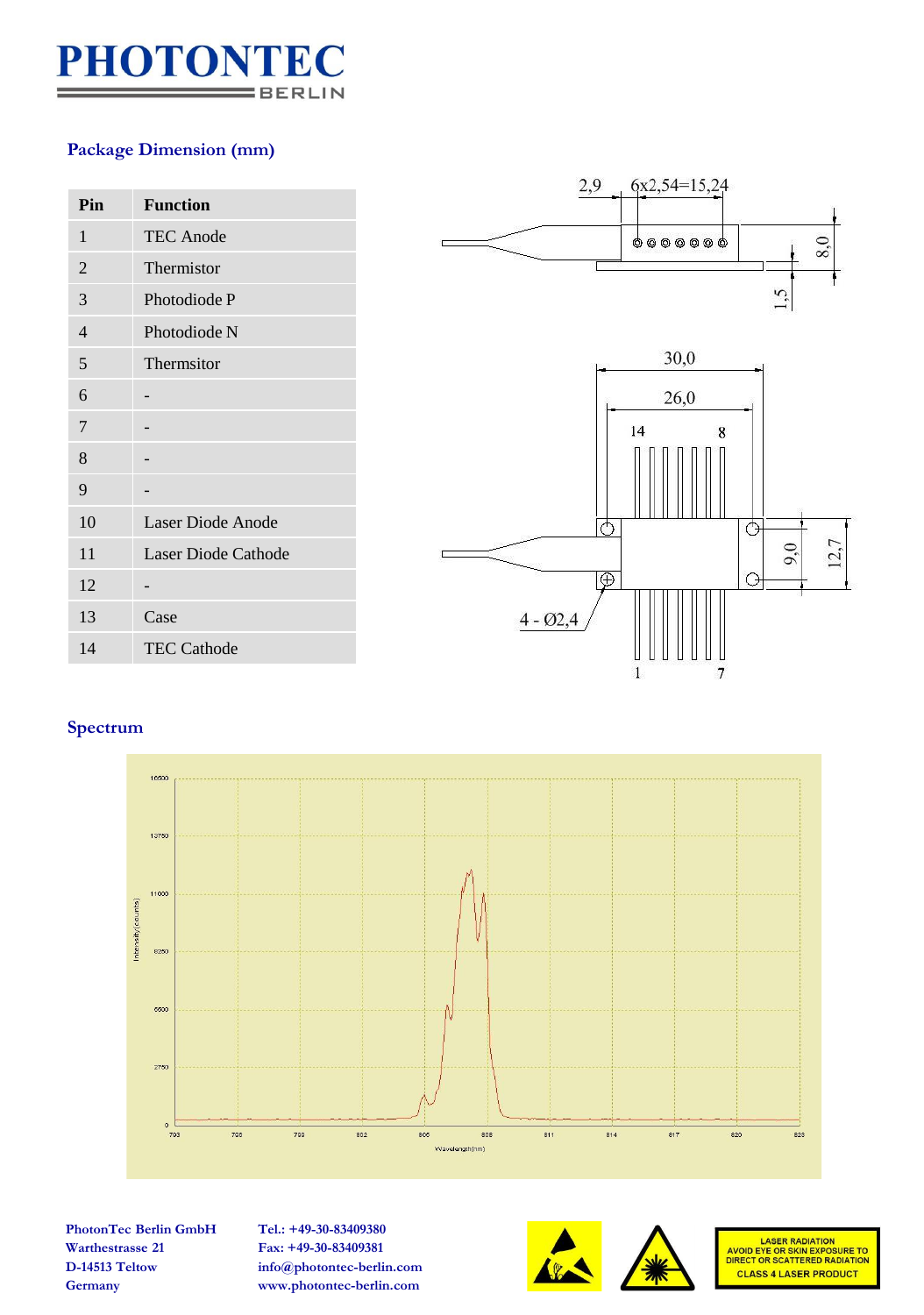# PHOTONTEC BERLIN

## Package Dimension (mm)

| Pin | Function |
|---|---|
| 1 | TEC Anode |
| 2 | Thermistor |
| 3 | Photodiode P |
| 4 | Photodiode N |
| 5 | Thermsitor |
| 6 | - |
| 7 | - |
| 8 | - |
| 9 | - |
| 10 | Laser Diode Anode |
| 11 | Laser Diode Cathode |
| 12 | - |
| 13 | Case |
| 14 | TEC Cathode |

2,9
6x2,54=15,24
8,0
1,5
30,0
26,0
14
8
9,0
12,7
4 - Ø2,4
1
7

## Spectrum

16500
13750
11000
8250
5500
2750
0
Intensity(counts)
793
796
799
802
805
808
811
814
817
820
823
Wavelength(nm)

PhotonTec Berlin GmbH
Warthestrasse 21
D-14513 Teltow
Germany

Tel.: +49-30-83409380
Fax: +49-30-83409381
info@photontec-berlin.com
www.photontec-berlin.com

LASER RADIATION
AVOID EYE OR SKIN EXPOSURE TO DIRECT OR SCATTERED RADIATION
CLASS 4 LASER PRODUCT